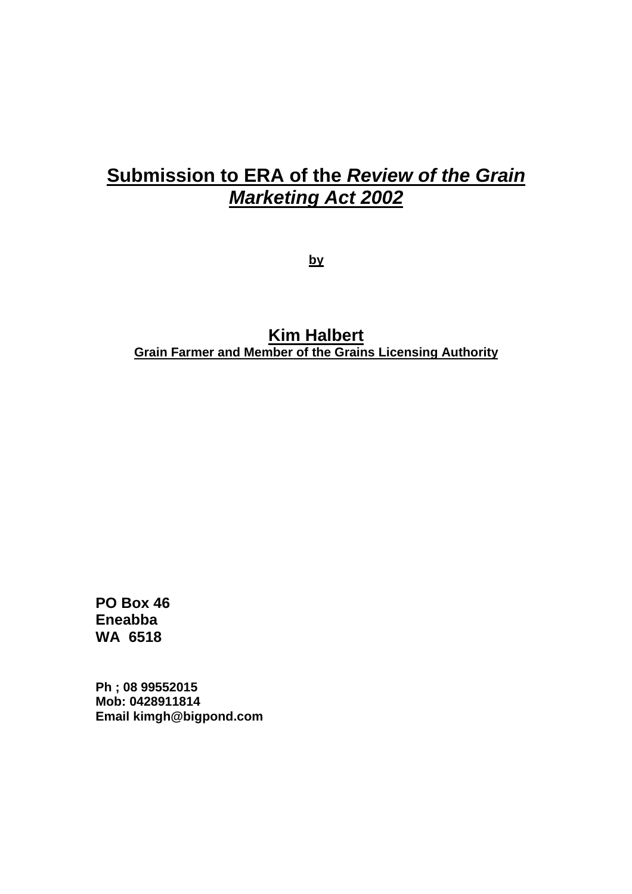# Submission to ERA of the *Review of the Grain Marketing Act 2002*

**by**

## Kim Halbert

**Grain Farmer and Member of the Grains Licensing Authority**

**PO Box 46**
**Eneabba**
**WA 6518**

**Ph ; 08 99552015**
**Mob: 0428911814**
**Email kimgh@bigpond.com**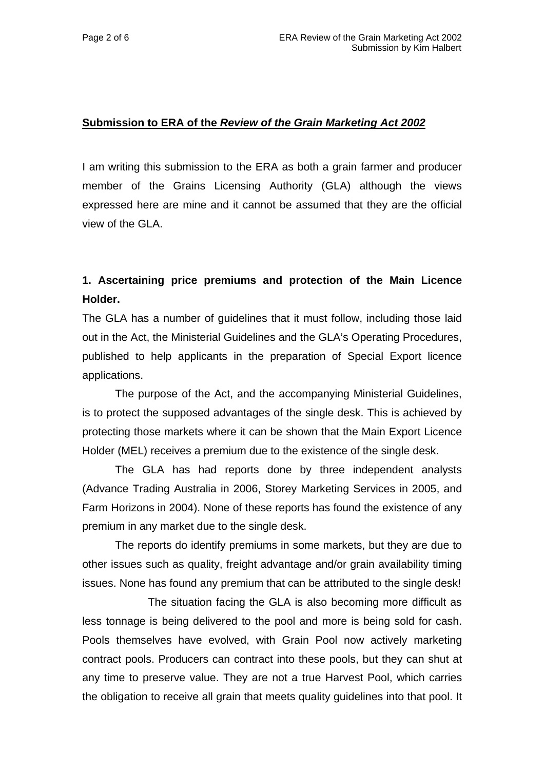**<u>Submission to ERA of the *Review of the Grain Marketing Act 2002*</u>**

I am writing this submission to the ERA as both a grain farmer and producer member of the Grains Licensing Authority (GLA) although the views expressed here are mine and it cannot be assumed that they are the official view of the GLA.

**1. Ascertaining price premiums and protection of the Main Licence Holder.**

The GLA has a number of guidelines that it must follow, including those laid out in the Act, the Ministerial Guidelines and the GLA's Operating Procedures, published to help applicants in the preparation of Special Export licence applications.

The purpose of the Act, and the accompanying Ministerial Guidelines, is to protect the supposed advantages of the single desk. This is achieved by protecting those markets where it can be shown that the Main Export Licence Holder (MEL) receives a premium due to the existence of the single desk.

The GLA has had reports done by three independent analysts (Advance Trading Australia in 2006, Storey Marketing Services in 2005, and Farm Horizons in 2004). None of these reports has found the existence of any premium in any market due to the single desk.

The reports do identify premiums in some markets, but they are due to other issues such as quality, freight advantage and/or grain availability timing issues. None has found any premium that can be attributed to the single desk!

The situation facing the GLA is also becoming more difficult as less tonnage is being delivered to the pool and more is being sold for cash. Pools themselves have evolved, with Grain Pool now actively marketing contract pools. Producers can contract into these pools, but they can shut at any time to preserve value. They are not a true Harvest Pool, which carries the obligation to receive all grain that meets quality guidelines into that pool. It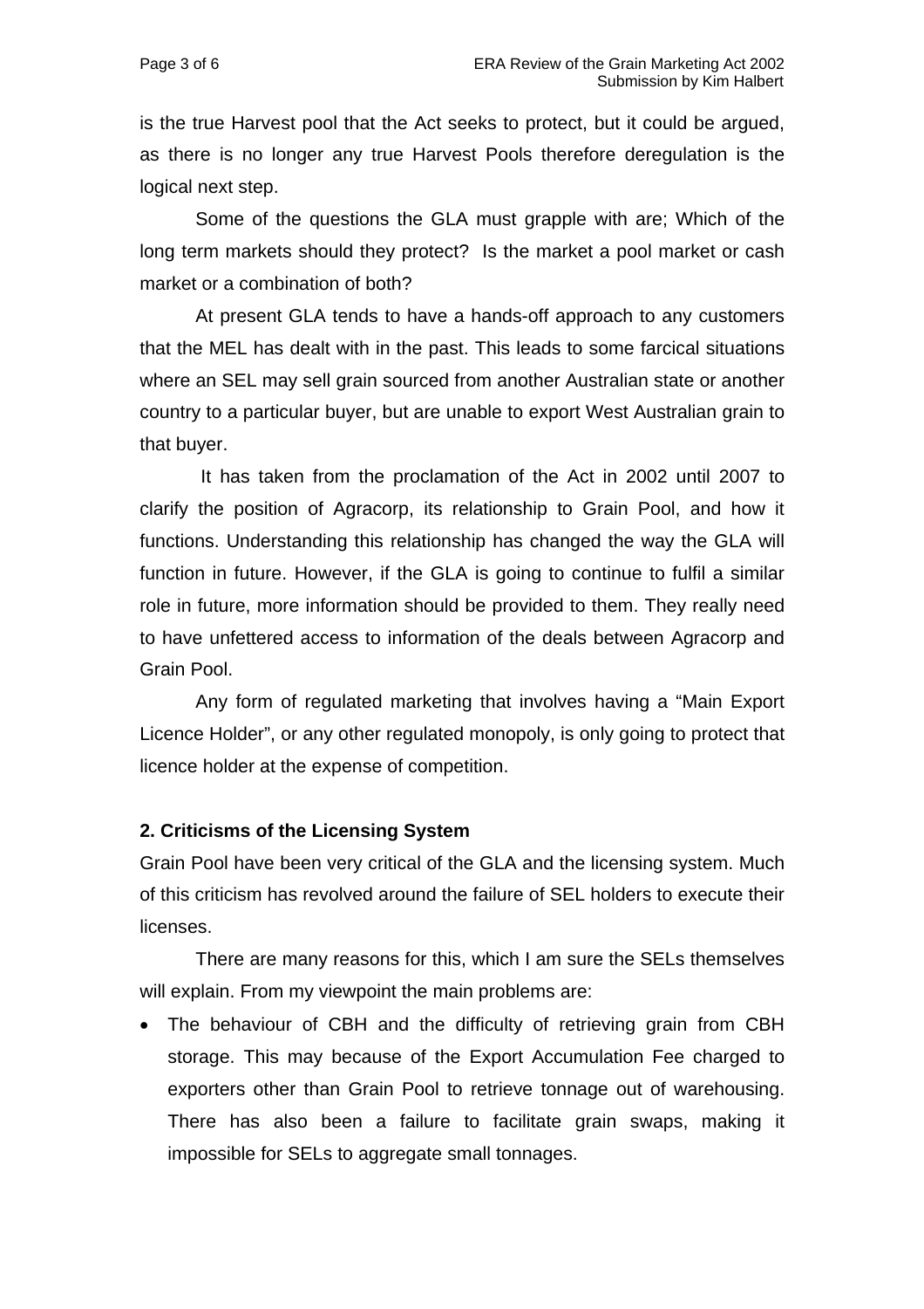is the true Harvest pool that the Act seeks to protect, but it could be argued, as there is no longer any true Harvest Pools therefore deregulation is the logical next step.

Some of the questions the GLA must grapple with are; Which of the long term markets should they protect? Is the market a pool market or cash market or a combination of both?

At present GLA tends to have a hands-off approach to any customers that the MEL has dealt with in the past. This leads to some farcical situations where an SEL may sell grain sourced from another Australian state or another country to a particular buyer, but are unable to export West Australian grain to that buyer.

It has taken from the proclamation of the Act in 2002 until 2007 to clarify the position of Agracorp, its relationship to Grain Pool, and how it functions. Understanding this relationship has changed the way the GLA will function in future. However, if the GLA is going to continue to fulfil a similar role in future, more information should be provided to them. They really need to have unfettered access to information of the deals between Agracorp and Grain Pool.

Any form of regulated marketing that involves having a "Main Export Licence Holder", or any other regulated monopoly, is only going to protect that licence holder at the expense of competition.

**2. Criticisms of the Licensing System**

Grain Pool have been very critical of the GLA and the licensing system. Much of this criticism has revolved around the failure of SEL holders to execute their licenses.

There are many reasons for this, which I am sure the SELs themselves will explain. From my viewpoint the main problems are:

- The behaviour of CBH and the difficulty of retrieving grain from CBH storage. This may because of the Export Accumulation Fee charged to exporters other than Grain Pool to retrieve tonnage out of warehousing. There has also been a failure to facilitate grain swaps, making it impossible for SELs to aggregate small tonnages.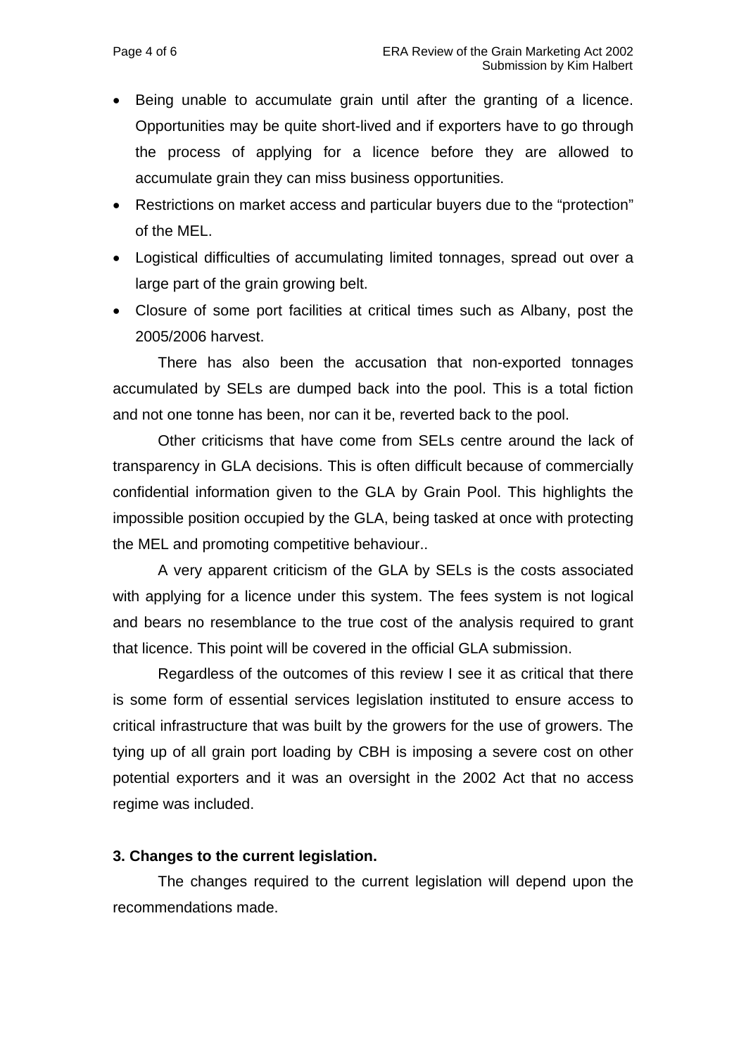- Being unable to accumulate grain until after the granting of a licence. Opportunities may be quite short-lived and if exporters have to go through the process of applying for a licence before they are allowed to accumulate grain they can miss business opportunities.
- Restrictions on market access and particular buyers due to the "protection" of the MEL.
- Logistical difficulties of accumulating limited tonnages, spread out over a large part of the grain growing belt.
- Closure of some port facilities at critical times such as Albany, post the 2005/2006 harvest.

There has also been the accusation that non-exported tonnages accumulated by SELs are dumped back into the pool. This is a total fiction and not one tonne has been, nor can it be, reverted back to the pool.

Other criticisms that have come from SELs centre around the lack of transparency in GLA decisions. This is often difficult because of commercially confidential information given to the GLA by Grain Pool. This highlights the impossible position occupied by the GLA, being tasked at once with protecting the MEL and promoting competitive behaviour..

A very apparent criticism of the GLA by SELs is the costs associated with applying for a licence under this system. The fees system is not logical and bears no resemblance to the true cost of the analysis required to grant that licence. This point will be covered in the official GLA submission.

Regardless of the outcomes of this review I see it as critical that there is some form of essential services legislation instituted to ensure access to critical infrastructure that was built by the growers for the use of growers. The tying up of all grain port loading by CBH is imposing a severe cost on other potential exporters and it was an oversight in the 2002 Act that no access regime was included.

### 3. Changes to the current legislation.

The changes required to the current legislation will depend upon the recommendations made.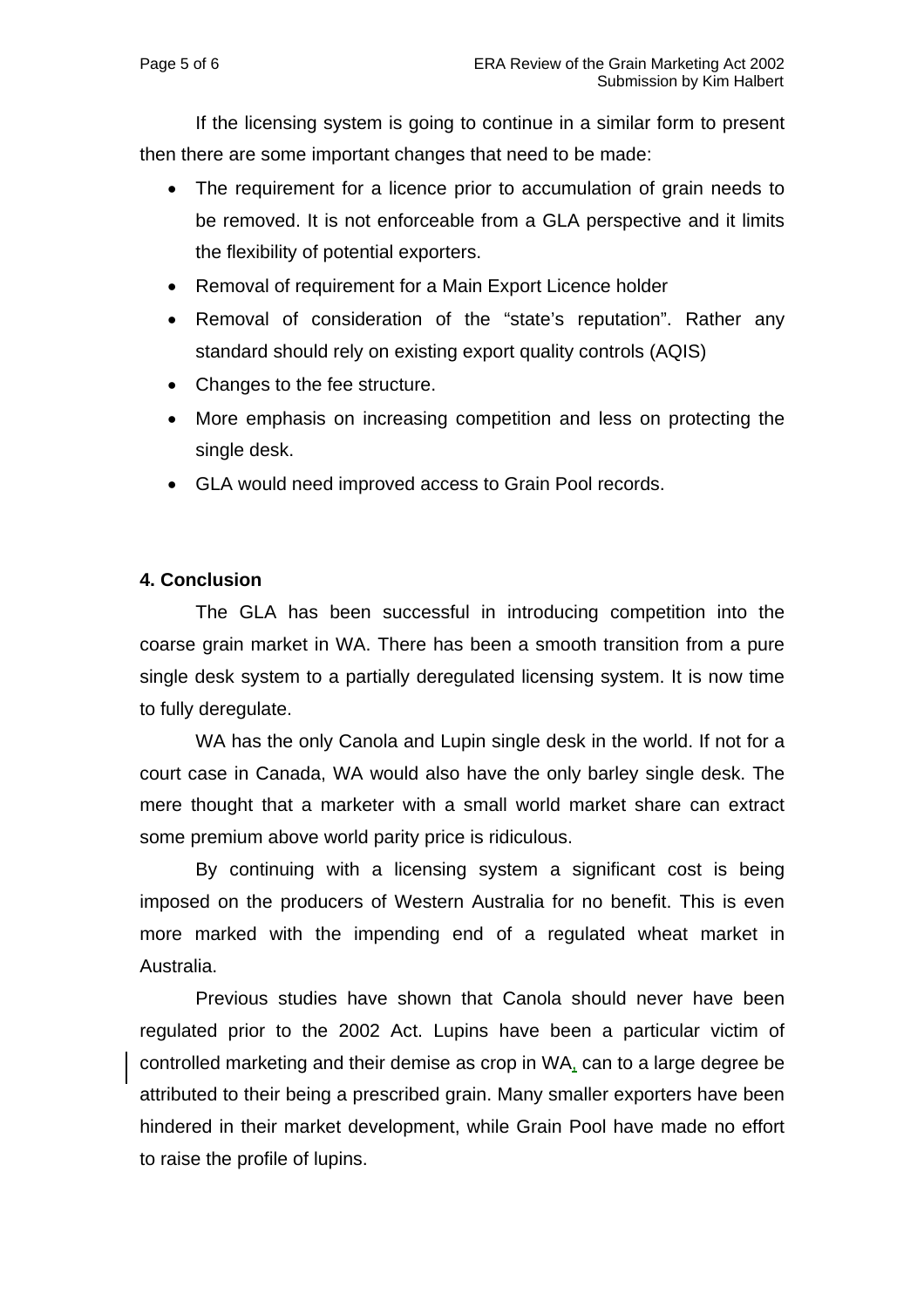If the licensing system is going to continue in a similar form to present then there are some important changes that need to be made:

- The requirement for a licence prior to accumulation of grain needs to be removed. It is not enforceable from a GLA perspective and it limits the flexibility of potential exporters.
- Removal of requirement for a Main Export Licence holder
- Removal of consideration of the "state's reputation". Rather any standard should rely on existing export quality controls (AQIS)
- Changes to the fee structure.
- More emphasis on increasing competition and less on protecting the single desk.
- GLA would need improved access to Grain Pool records.

**4. Conclusion**

The GLA has been successful in introducing competition into the coarse grain market in WA. There has been a smooth transition from a pure single desk system to a partially deregulated licensing system. It is now time to fully deregulate.

WA has the only Canola and Lupin single desk in the world. If not for a court case in Canada, WA would also have the only barley single desk. The mere thought that a marketer with a small world market share can extract some premium above world parity price is ridiculous.

By continuing with a licensing system a significant cost is being imposed on the producers of Western Australia for no benefit. This is even more marked with the impending end of a regulated wheat market in Australia.

Previous studies have shown that Canola should never have been regulated prior to the 2002 Act. Lupins have been a particular victim of controlled marketing and their demise as crop in WA, can to a large degree be attributed to their being a prescribed grain. Many smaller exporters have been hindered in their market development, while Grain Pool have made no effort to raise the profile of lupins.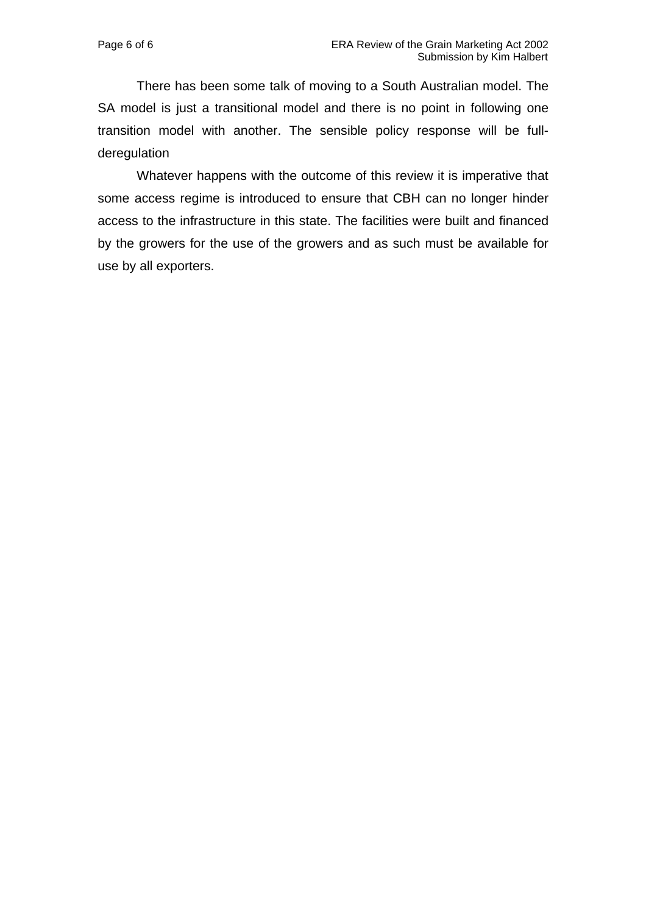There has been some talk of moving to a South Australian model. The SA model is just a transitional model and there is no point in following one transition model with another. The sensible policy response will be full-deregulation

Whatever happens with the outcome of this review it is imperative that some access regime is introduced to ensure that CBH can no longer hinder access to the infrastructure in this state. The facilities were built and financed by the growers for the use of the growers and as such must be available for use by all exporters.